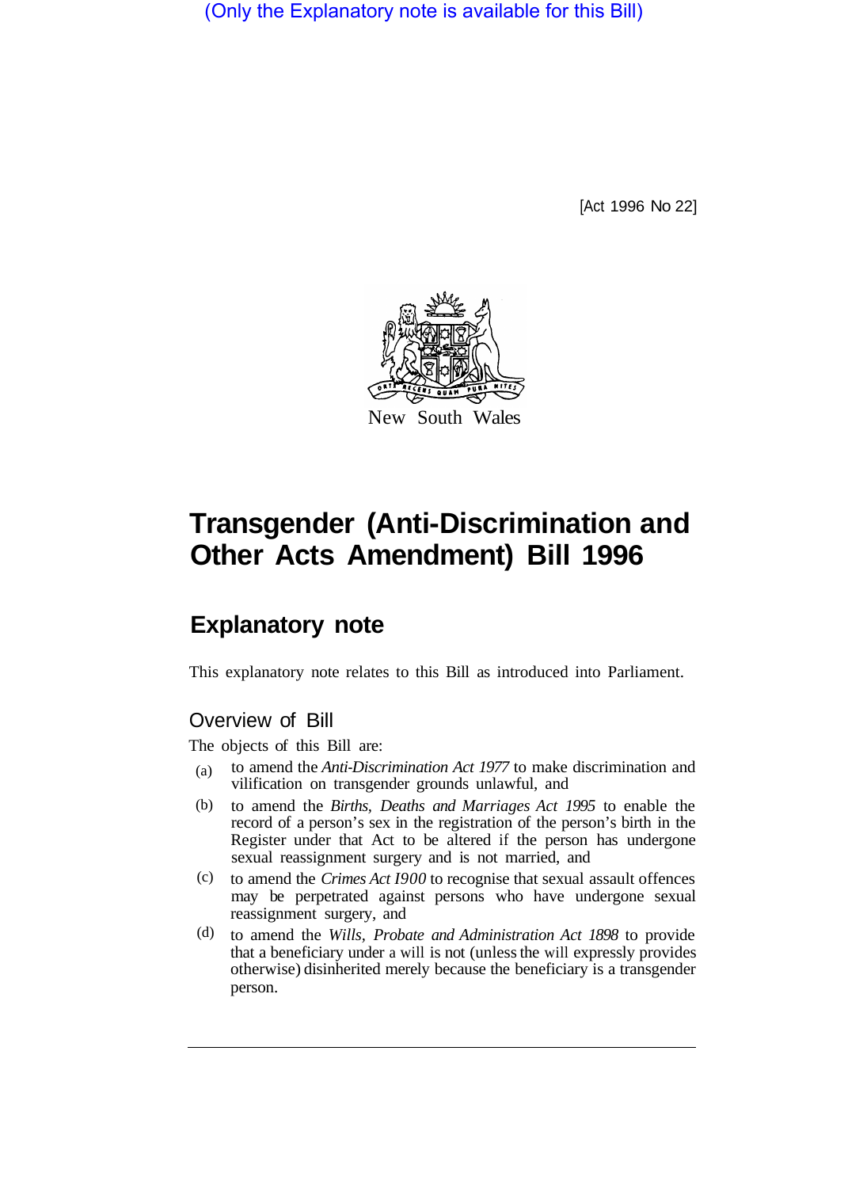(Only the Explanatory note is available for this Bill)

[Act 1996 No 22]

New South Wales

# Transgender (Anti-Discrimination and Other Acts Amendment) Bill 1996

## Explanatory note

This explanatory note relates to this Bill as introduced into Parliament.

### Overview of Bill

The objects of this Bill are:

(a) to amend the *Anti-Discrimination Act 1977* to make discrimination and vilification on transgender grounds unlawful, and

(b) to amend the *Births, Deaths and Marriages Act 1995* to enable the record of a person's sex in the registration of the person's birth in the Register under that Act to be altered if the person has undergone sexual reassignment surgery and is not married, and

(c) to amend the *Crimes Act I900* to recognise that sexual assault offences may be perpetrated against persons who have undergone sexual reassignment surgery, and

(d) to amend the *Wills, Probate and Administration Act 1898* to provide that a beneficiary under a will is not (unless the will expressly provides otherwise) disinherited merely because the beneficiary is a transgender person.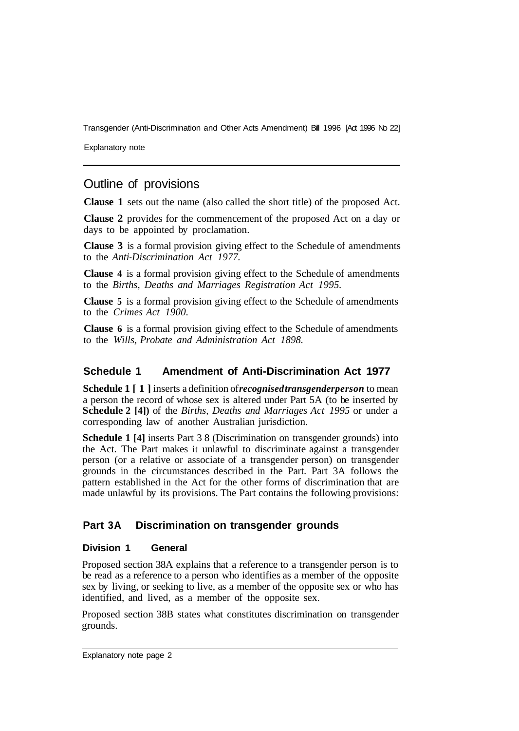## Outline of provisions

**Clause 1** sets out the name (also called the short title) of the proposed Act.

**Clause 2** provides for the commencement of the proposed Act on a day or days to be appointed by proclamation.

**Clause 3** is a formal provision giving effect to the Schedule of amendments to the *Anti-Discrimination Act 1977.*

**Clause 4** is a formal provision giving effect to the Schedule of amendments to the *Births, Deaths and Marriages Registration Act 1995.*

**Clause 5** is a formal provision giving effect to the Schedule of amendments to the *Crimes Act 1900.*

**Clause 6** is a formal provision giving effect to the Schedule of amendments to the *Wills, Probate and Administration Act 1898.*

### Schedule 1 Amendment of Anti-Discrimination Act 1977

**Schedule 1 [ 1 ]** inserts a definition of ***recognised transgender person*** to mean a person the record of whose sex is altered under Part 5A (to be inserted by **Schedule 2 [4])** of the *Births, Deaths and Marriages Act 1995* or under a corresponding law of another Australian jurisdiction.

**Schedule 1 [4]** inserts Part 3 8 (Discrimination on transgender grounds) into the Act. The Part makes it unlawful to discriminate against a transgender person (or a relative or associate of a transgender person) on transgender grounds in the circumstances described in the Part. Part 3A follows the pattern established in the Act for the other forms of discrimination that are made unlawful by its provisions. The Part contains the following provisions:

### Part 3A Discrimination on transgender grounds

#### Division 1 General

Proposed section 38A explains that a reference to a transgender person is to be read as a reference to a person who identifies as a member of the opposite sex by living, or seeking to live, as a member of the opposite sex or who has identified, and lived, as a member of the opposite sex.

Proposed section 38B states what constitutes discrimination on transgender grounds.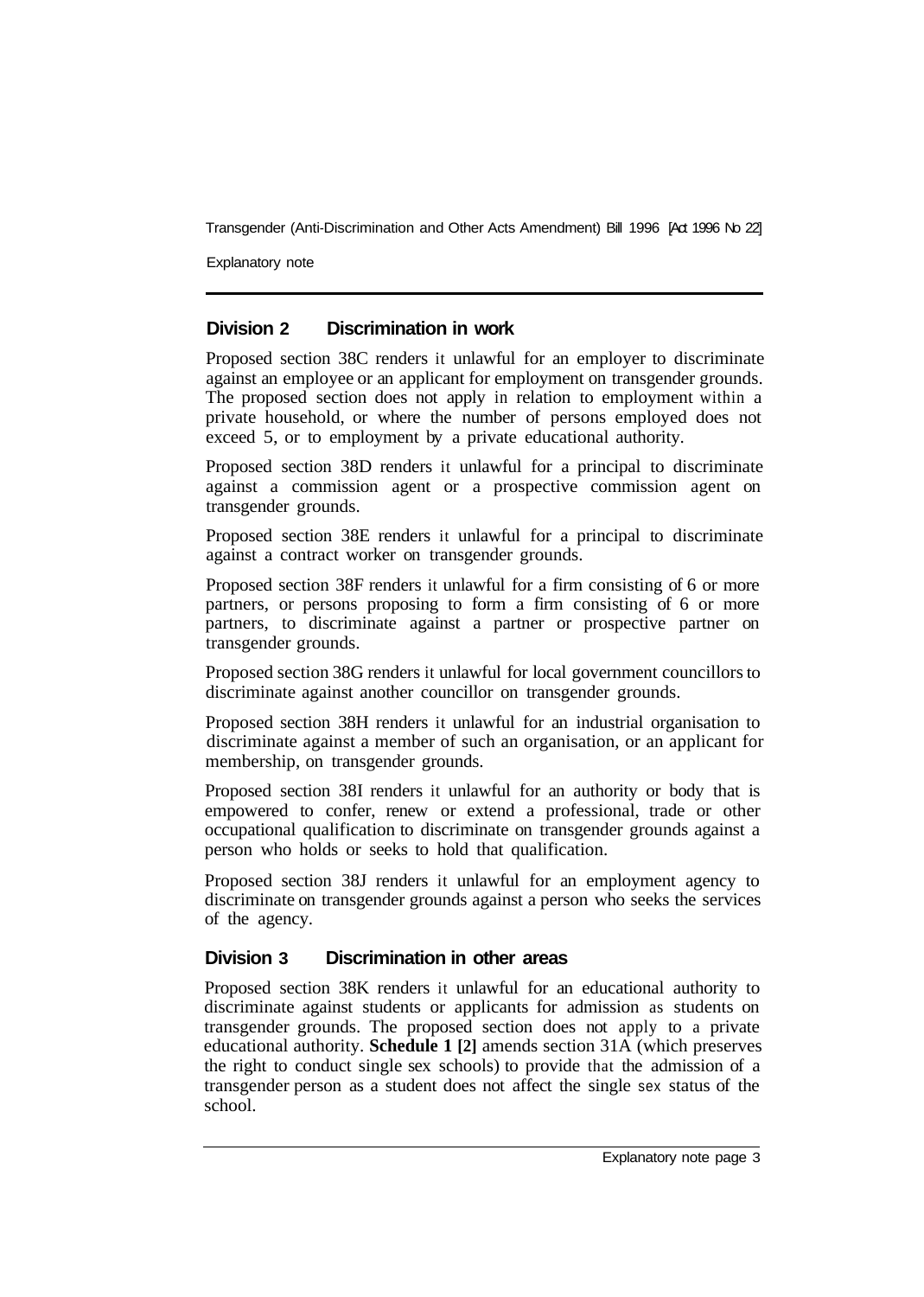## Division 2 Discrimination in work

Proposed section 38C renders it unlawful for an employer to discriminate against an employee or an applicant for employment on transgender grounds. The proposed section does not apply in relation to employment within a private household, or where the number of persons employed does not exceed 5, or to employment by a private educational authority.

Proposed section 38D renders it unlawful for a principal to discriminate against a commission agent or a prospective commission agent on transgender grounds.

Proposed section 38E renders it unlawful for a principal to discriminate against a contract worker on transgender grounds.

Proposed section 38F renders it unlawful for a firm consisting of 6 or more partners, or persons proposing to form a firm consisting of 6 or more partners, to discriminate against a partner or prospective partner on transgender grounds.

Proposed section 38G renders it unlawful for local government councillors to discriminate against another councillor on transgender grounds.

Proposed section 38H renders it unlawful for an industrial organisation to discriminate against a member of such an organisation, or an applicant for membership, on transgender grounds.

Proposed section 38I renders it unlawful for an authority or body that is empowered to confer, renew or extend a professional, trade or other occupational qualification to discriminate on transgender grounds against a person who holds or seeks to hold that qualification.

Proposed section 38J renders it unlawful for an employment agency to discriminate on transgender grounds against a person who seeks the services of the agency.

## Division 3 Discrimination in other areas

Proposed section 38K renders it unlawful for an educational authority to discriminate against students or applicants for admission as students on transgender grounds. The proposed section does not apply to a private educational authority. **Schedule 1 [2]** amends section 31A (which preserves the right to conduct single sex schools) to provide that the admission of a transgender person as a student does not affect the single sex status of the school.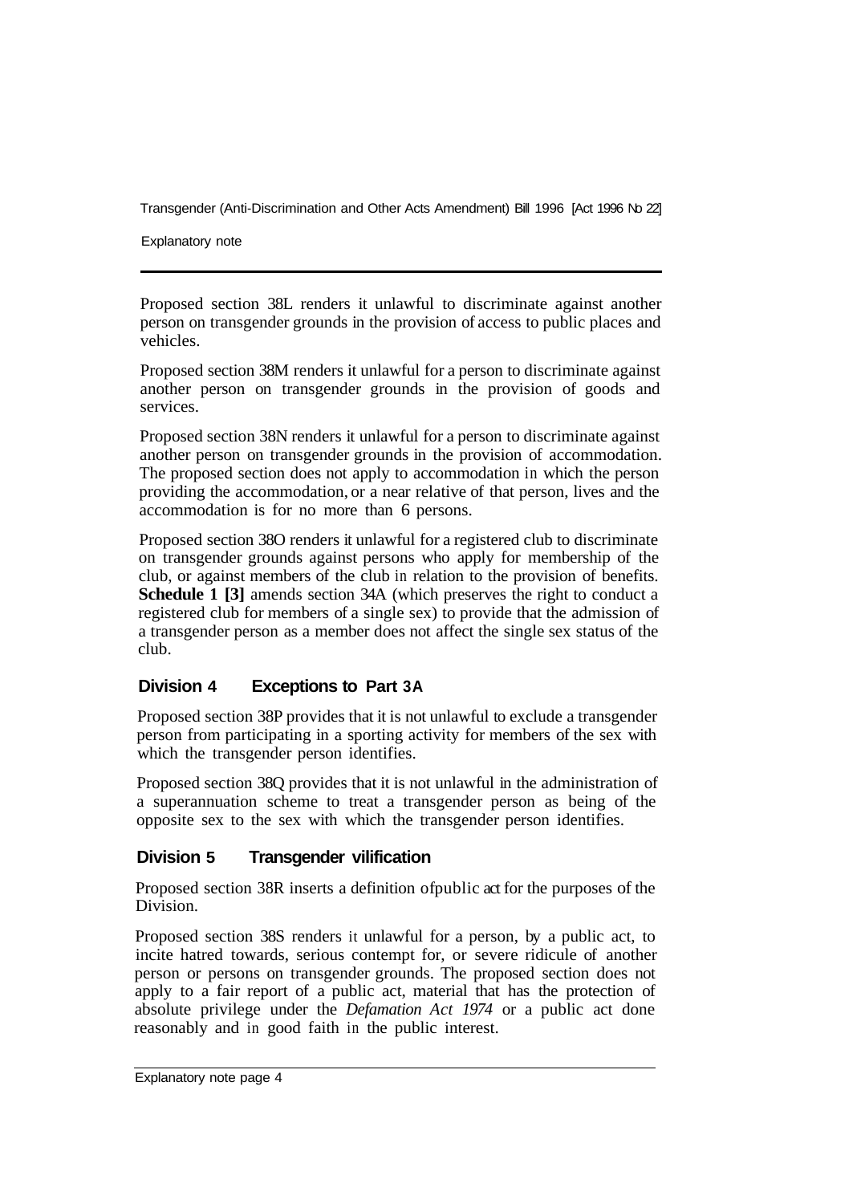Proposed section 38L renders it unlawful to discriminate against another person on transgender grounds in the provision of access to public places and vehicles.

Proposed section 38M renders it unlawful for a person to discriminate against another person on transgender grounds in the provision of goods and services.

Proposed section 38N renders it unlawful for a person to discriminate against another person on transgender grounds in the provision of accommodation. The proposed section does not apply to accommodation in which the person providing the accommodation, or a near relative of that person, lives and the accommodation is for no more than 6 persons.

Proposed section 38O renders it unlawful for a registered club to discriminate on transgender grounds against persons who apply for membership of the club, or against members of the club in relation to the provision of benefits. **Schedule 1 [3]** amends section 34A (which preserves the right to conduct a registered club for members of a single sex) to provide that the admission of a transgender person as a member does not affect the single sex status of the club.

## Division 4 Exceptions to Part 3A

Proposed section 38P provides that it is not unlawful to exclude a transgender person from participating in a sporting activity for members of the sex with which the transgender person identifies.

Proposed section 38Q provides that it is not unlawful in the administration of a superannuation scheme to treat a transgender person as being of the opposite sex to the sex with which the transgender person identifies.

## Division 5 Transgender vilification

Proposed section 38R inserts a definition of *public act* for the purposes of the Division.

Proposed section 38S renders it unlawful for a person, by a public act, to incite hatred towards, serious contempt for, or severe ridicule of another person or persons on transgender grounds. The proposed section does not apply to a fair report of a public act, material that has the protection of absolute privilege under the *Defamation Act 1974* or a public act done reasonably and in good faith in the public interest.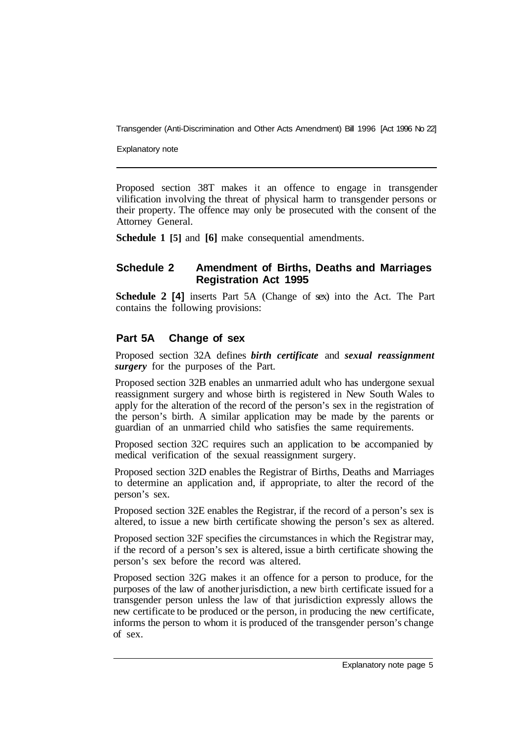Proposed section 38T makes it an offence to engage in transgender vilification involving the threat of physical harm to transgender persons or their property. The offence may only be prosecuted with the consent of the Attorney General.

**Schedule 1 [5]** and **[6]** make consequential amendments.

## Schedule 2 Amendment of Births, Deaths and Marriages Registration Act 1995

**Schedule 2 [4]** inserts Part 5A (Change of sex) into the Act. The Part contains the following provisions:

### Part 5A Change of sex

Proposed section 32A defines ***birth certificate*** and ***sexual reassignment surgery*** for the purposes of the Part.

Proposed section 32B enables an unmarried adult who has undergone sexual reassignment surgery and whose birth is registered in New South Wales to apply for the alteration of the record of the person's sex in the registration of the person's birth. A similar application may be made by the parents or guardian of an unmarried child who satisfies the same requirements.

Proposed section 32C requires such an application to be accompanied by medical verification of the sexual reassignment surgery.

Proposed section 32D enables the Registrar of Births, Deaths and Marriages to determine an application and, if appropriate, to alter the record of the person's sex.

Proposed section 32E enables the Registrar, if the record of a person's sex is altered, to issue a new birth certificate showing the person's sex as altered.

Proposed section 32F specifies the circumstances in which the Registrar may, if the record of a person's sex is altered, issue a birth certificate showing the person's sex before the record was altered.

Proposed section 32G makes it an offence for a person to produce, for the purposes of the law of another jurisdiction, a new birth certificate issued for a transgender person unless the law of that jurisdiction expressly allows the new certificate to be produced or the person, in producing the new certificate, informs the person to whom it is produced of the transgender person's change of sex.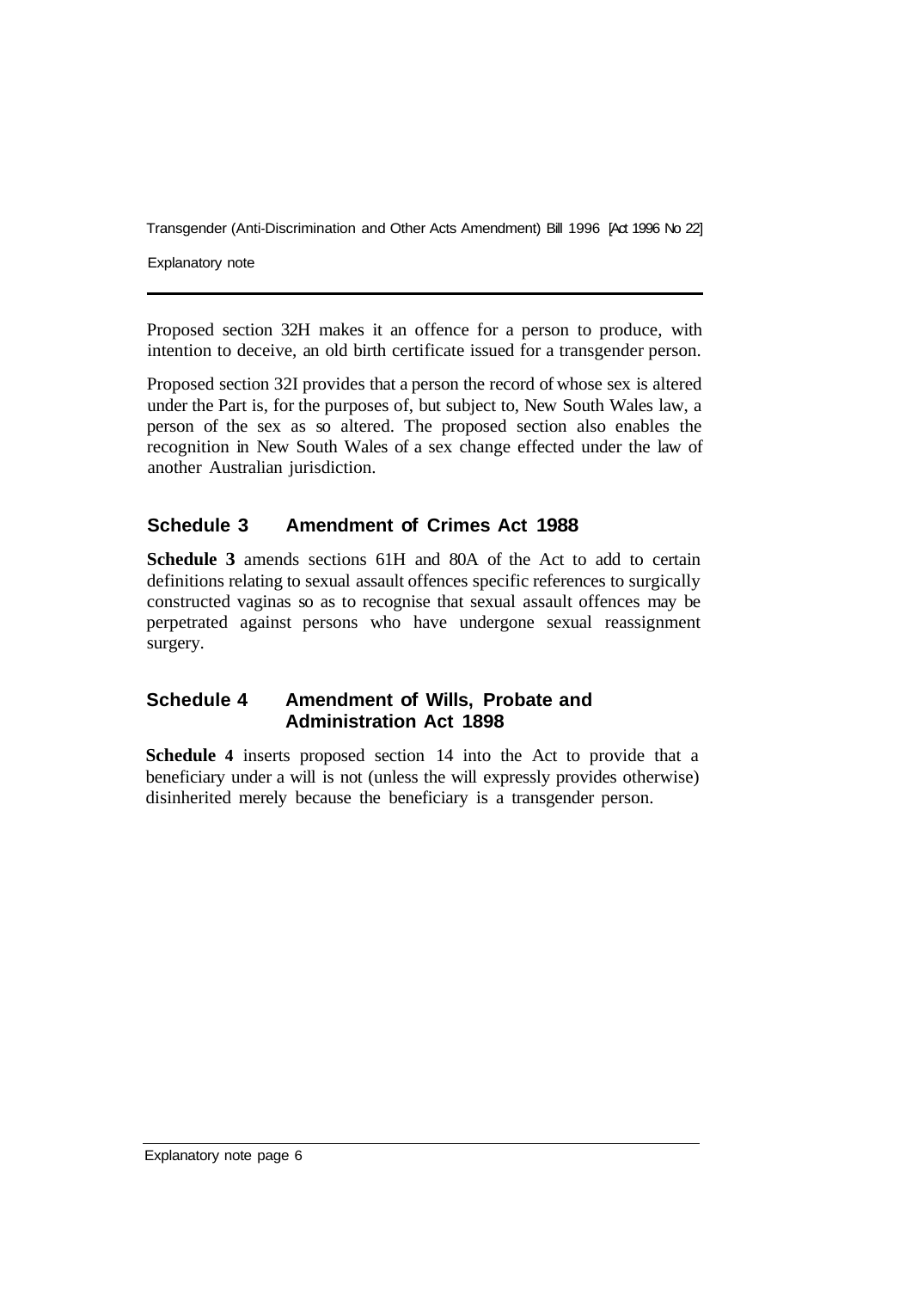Proposed section 32H makes it an offence for a person to produce, with intention to deceive, an old birth certificate issued for a transgender person.

Proposed section 32I provides that a person the record of whose sex is altered under the Part is, for the purposes of, but subject to, New South Wales law, a person of the sex as so altered. The proposed section also enables the recognition in New South Wales of a sex change effected under the law of another Australian jurisdiction.

## Schedule 3 Amendment of Crimes Act 1988

**Schedule 3** amends sections 61H and 80A of the Act to add to certain definitions relating to sexual assault offences specific references to surgically constructed vaginas so as to recognise that sexual assault offences may be perpetrated against persons who have undergone sexual reassignment surgery.

## Schedule 4 Amendment of Wills, Probate and Administration Act 1898

**Schedule 4** inserts proposed section 14 into the Act to provide that a beneficiary under a will is not (unless the will expressly provides otherwise) disinherited merely because the beneficiary is a transgender person.